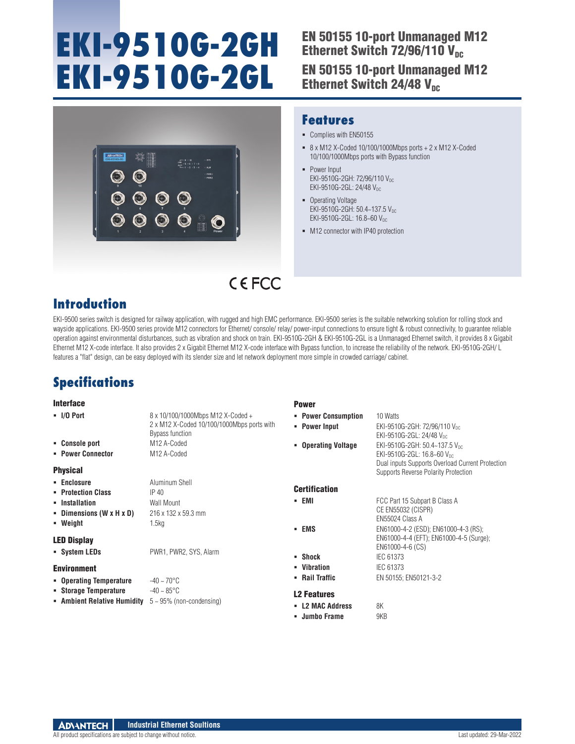# EKI-9510G-2GH
# EKI-9510G-2GL

## EN 50155 10-port Unmanaged M12 Ethernet Switch 72/96/110 $V_{DC}$

## EN 50155 10-port Unmanaged M12 Ethernet Switch 24/48 $V_{DC}$

## Features

- Complies with EN50155
- 8 x M12 X-Coded 10/100/1000Mbps ports + 2 x M12 X-Coded 10/100/1000Mbps ports with Bypass function
- Power Input
  EKI-9510G-2GH: 72/96/110 $V_{DC}$
  EKI-9510G-2GL: 24/48 $V_{DC}$
- Operating Voltage
  EKI-9510G-2GH: 50.4~137.5 $V_{DC}$
  EKI-9510G-2GL: 16.8~60 $V_{DC}$
- M12 connector with IP40 protection

CE FCC

## Introduction

EKI-9500 series switch is designed for railway application, with rugged and high EMC performance. EKI-9500 series is the suitable networking solution for rolling stock and wayside applications. EKI-9500 series provide M12 connectors for Ethernet/ console/ relay/ power-input connections to ensure tight & robust connectivity, to guarantee reliable operation against environmental disturbances, such as vibration and shock on train. EKI-9510G-2GH & EKI-9510G-2GL is a Unmanaged Ethernet switch, it provides 8 x Gigabit Ethernet M12 X-code interface. It also provides 2 x Gigabit Ethernet M12 X-code interface with Bypass function, to increase the reliability of the network. EKI-9510G-2GH/ L features a "flat" design, can be easy deployed with its slender size and let network deployment more simple in crowded carriage/ cabinet.

## Specifications

### Interface

- **I/O Port**: 8 x 10/100/1000Mbps M12 X-Coded + 2 x M12 X-Coded 10/100/1000Mbps ports with Bypass function
- **Console port**: M12 A-Coded
- **Power Connector**: M12 A-Coded

### Physical

- **Enclosure**: Aluminum Shell
- **Protection Class**: IP 40
- **Installation**: Wall Mount
- **Dimensions (W x H x D)**: 216 x 132 x 59.3 mm
- **Weight**: 1.5kg

### LED Display

- **System LEDs**: PWR1, PWR2, SYS, Alarm

### Environment

- **Operating Temperature**: -40 ~ 70°C
- **Storage Temperature**: -40 ~ 85°C
- **Ambient Relative Humidity**: 5 ~ 95% (non-condensing)

### Power

- **Power Consumption**: 10 Watts
- **Power Input**: EKI-9510G-2GH: 72/96/110 $V_{DC}$
  EKI-9510G-2GL: 24/48 $V_{DC}$
- **Operating Voltage**: EKI-9510G-2GH: 50.4~137.5 $V_{DC}$
  EKI-9510G-2GL: 16.8~60 $V_{DC}$
  Dual inputs Supports Overload Current Protection
  Supports Reverse Polarity Protection

### Certification

- **EMI**: FCC Part 15 Subpart B Class A
  CE EN55032 (CISPR)
  EN55024 Class A
- **EMS**: EN61000-4-2 (ESD); EN61000-4-3 (RS); EN61000-4-4 (EFT); EN61000-4-5 (Surge); EN61000-4-6 (CS)
- **Shock**: IEC 61373
- **Vibration**: IEC 61373
- **Rail Traffic**: EN 50155; EN50121-3-2

### L2 Features

- **L2 MAC Address**: 8K
- **Jumbo Frame**: 9KB

ADVANTECH Industrial Ethernet Soultions

All product specifications are subject to change without notice. Last updated: 29-Mar-2022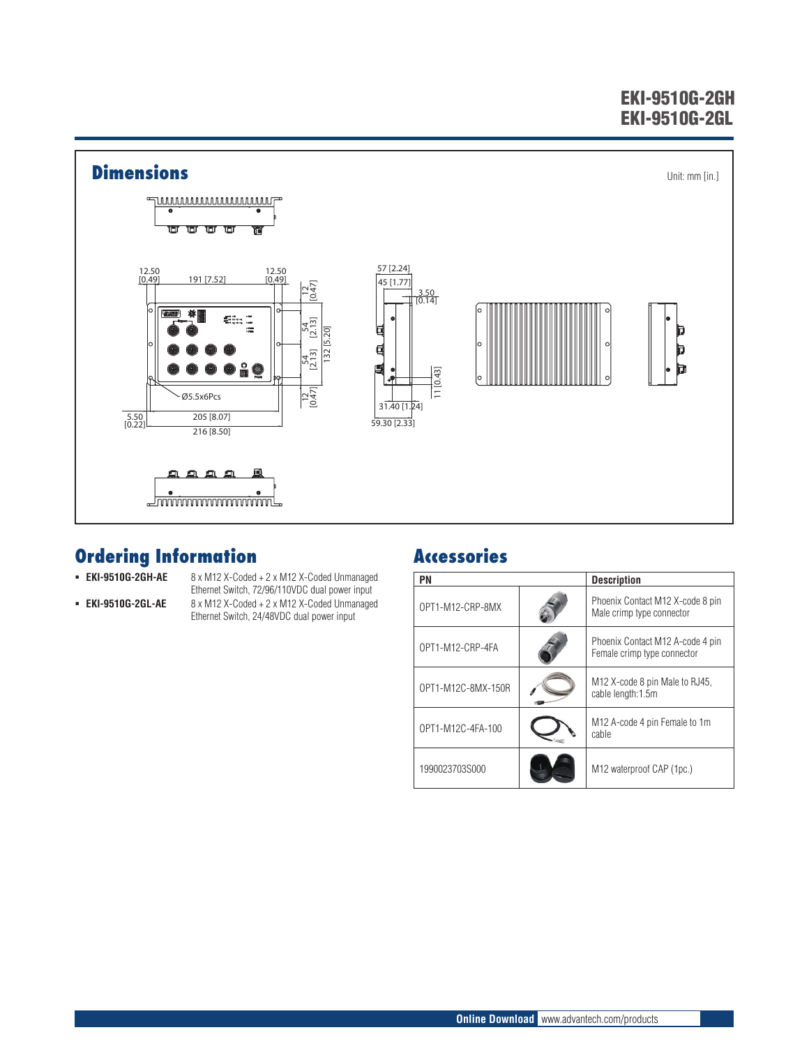# EKI-9510G-2GH
# EKI-9510G-2GL

## Dimensions

Unit: mm [in.]

12.50 [0.49]
191 [7.52]
12.50 [0.49]
12 [0.47]
54 [2.13]
54 [2.13]
132 [5.20]
12 [0.47]
Ø5.5x6Pcs
5.50 [0.22]
205 [8.07]
216 [8.50]
57 [2.24]
45 [1.77]
3.50 [0.14]
11 [0.43]
31.40 [1.24]
59.30 [2.33]

## Ordering Information

- **EKI-9510G-2GH-AE** 8 x M12 X-Coded + 2 x M12 X-Coded Unmanaged Ethernet Switch, 72/96/110VDC dual power input
- **EKI-9510G-2GL-AE** 8 x M12 X-Coded + 2 x M12 X-Coded Unmanaged Ethernet Switch, 24/48VDC dual power input

## Accessories

| PN | | Description |
|---|---|---|
| OPT1-M12-CRP-8MX | | Phoenix Contact M12 X-code 8 pin Male crimp type connector |
| OPT1-M12-CRP-4FA | | Phoenix Contact M12 A-code 4 pin Female crimp type connector |
| OPT1-M12C-8MX-150R | | M12 X-code 8 pin Male to RJ45, cable length:1.5m |
| OPT1-M12C-4FA-100 | | M12 A-code 4 pin Female to 1m cable |
| 1990023703S000 | | M12 waterproof CAP (1pc.) |

**Online Download** www.advantech.com/products